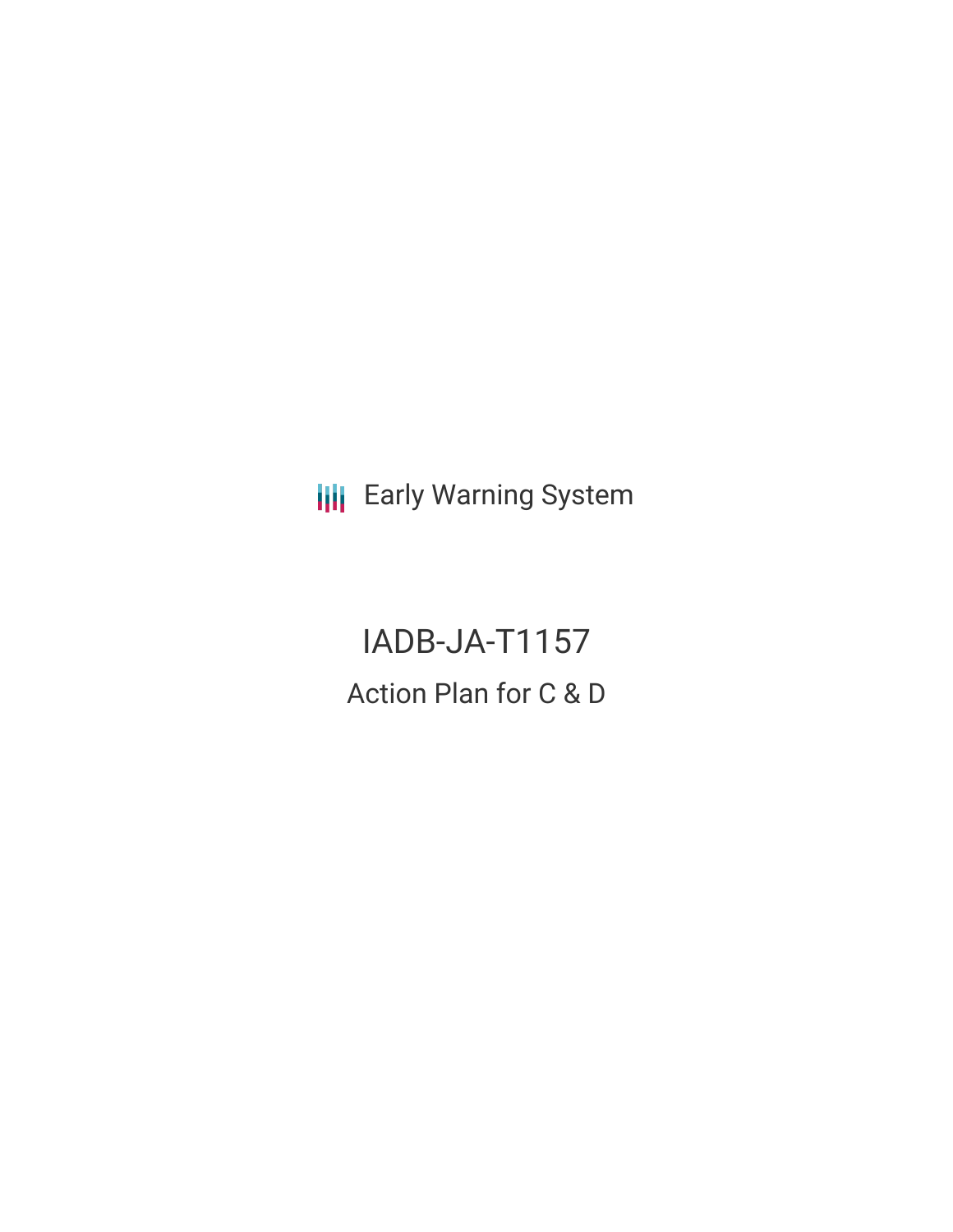Early Warning System

# IADB-JA-T1157

## Action Plan for C & D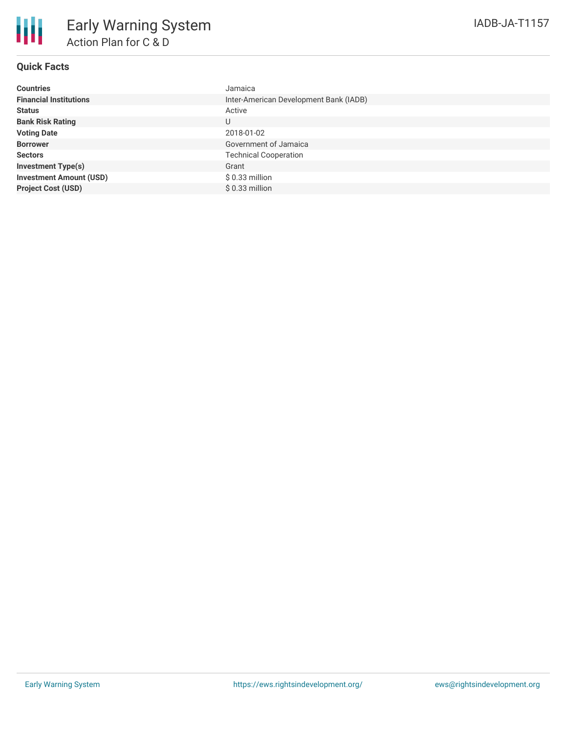# Early Warning System

## Action Plan for C & D

IADB-JA-T1157

### Quick Facts

| | |
|---|---|
| **Countries** | Jamaica |
| **Financial Institutions** | Inter-American Development Bank (IADB) |
| **Status** | Active |
| **Bank Risk Rating** | U |
| **Voting Date** | 2018-01-02 |
| **Borrower** | Government of Jamaica |
| **Sectors** | Technical Cooperation |
| **Investment Type(s)** | Grant |
| **Investment Amount (USD)** | $ 0.33 million |
| **Project Cost (USD)** | $ 0.33 million |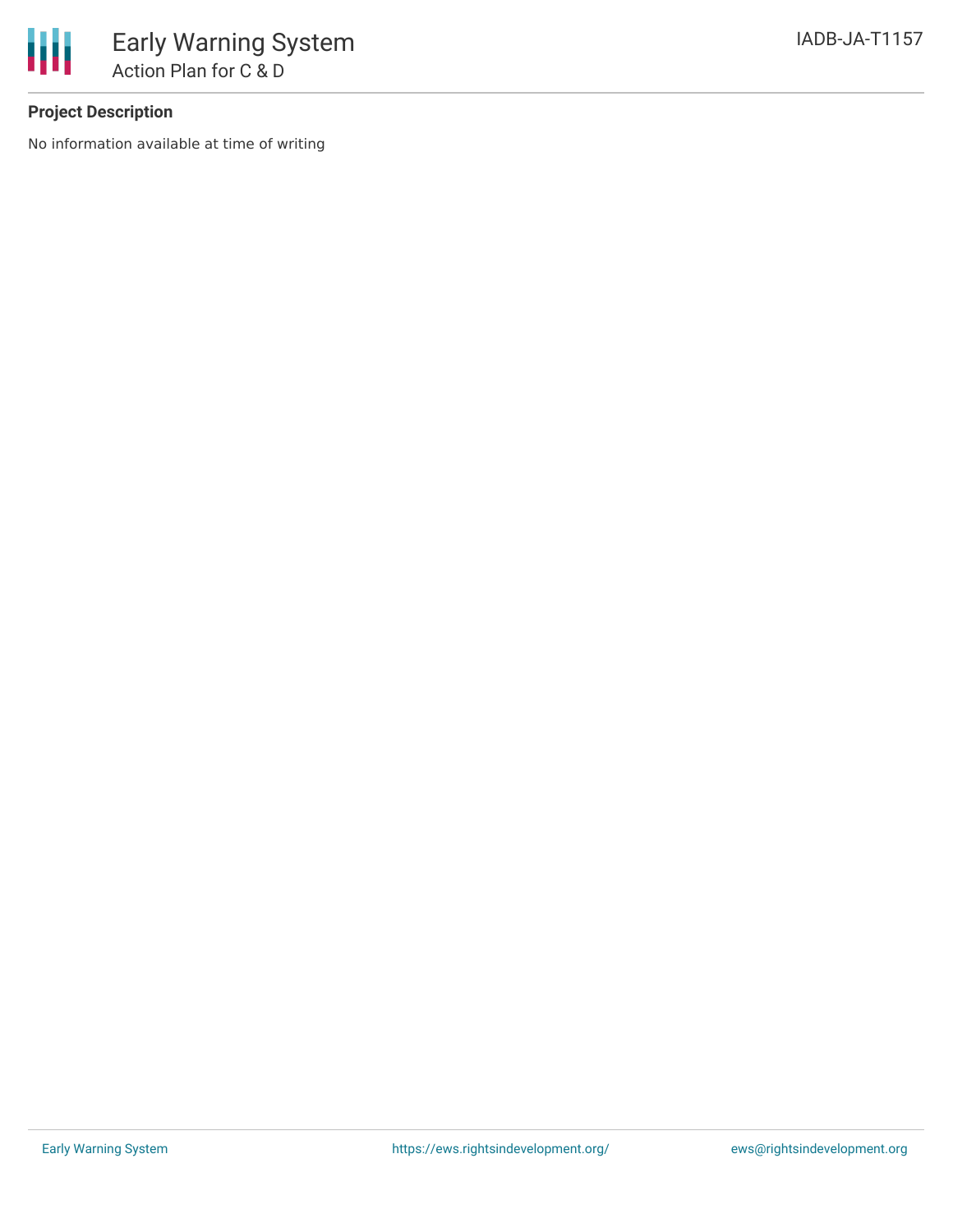**Project Description**

No information available at time of writing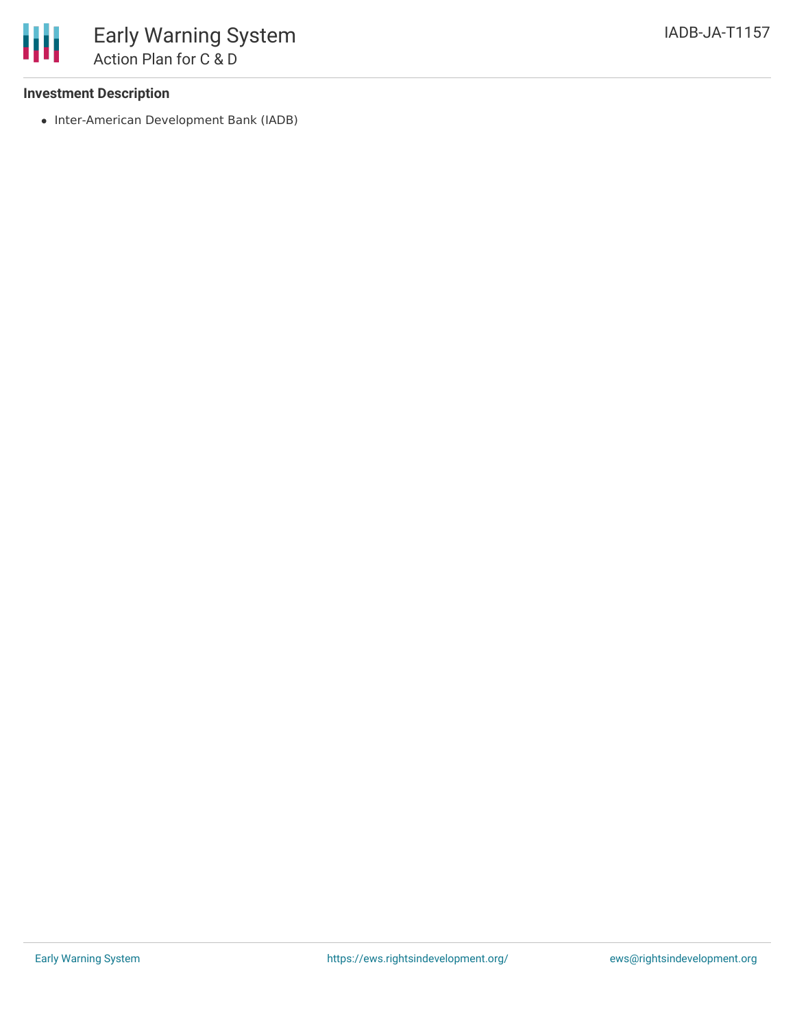### Investment Description

- Inter-American Development Bank (IADB)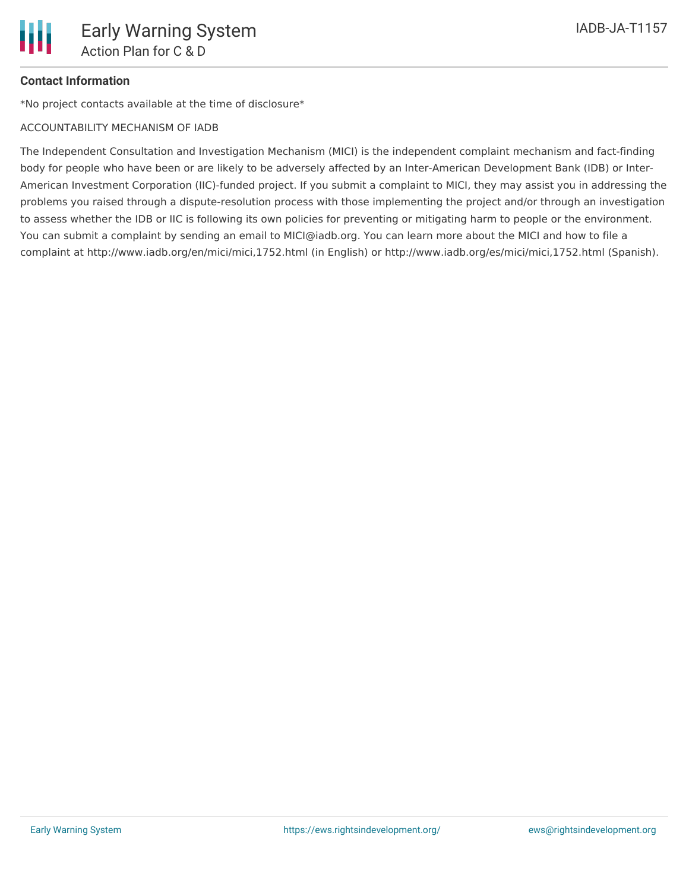**Contact Information**

*No project contacts available at the time of disclosure*

ACCOUNTABILITY MECHANISM OF IADB

The Independent Consultation and Investigation Mechanism (MICI) is the independent complaint mechanism and fact-finding body for people who have been or are likely to be adversely affected by an Inter-American Development Bank (IDB) or Inter-American Investment Corporation (IIC)-funded project. If you submit a complaint to MICI, they may assist you in addressing the problems you raised through a dispute-resolution process with those implementing the project and/or through an investigation to assess whether the IDB or IIC is following its own policies for preventing or mitigating harm to people or the environment. You can submit a complaint by sending an email to MICI@iadb.org. You can learn more about the MICI and how to file a complaint at http://www.iadb.org/en/mici/mici,1752.html (in English) or http://www.iadb.org/es/mici/mici,1752.html (Spanish).